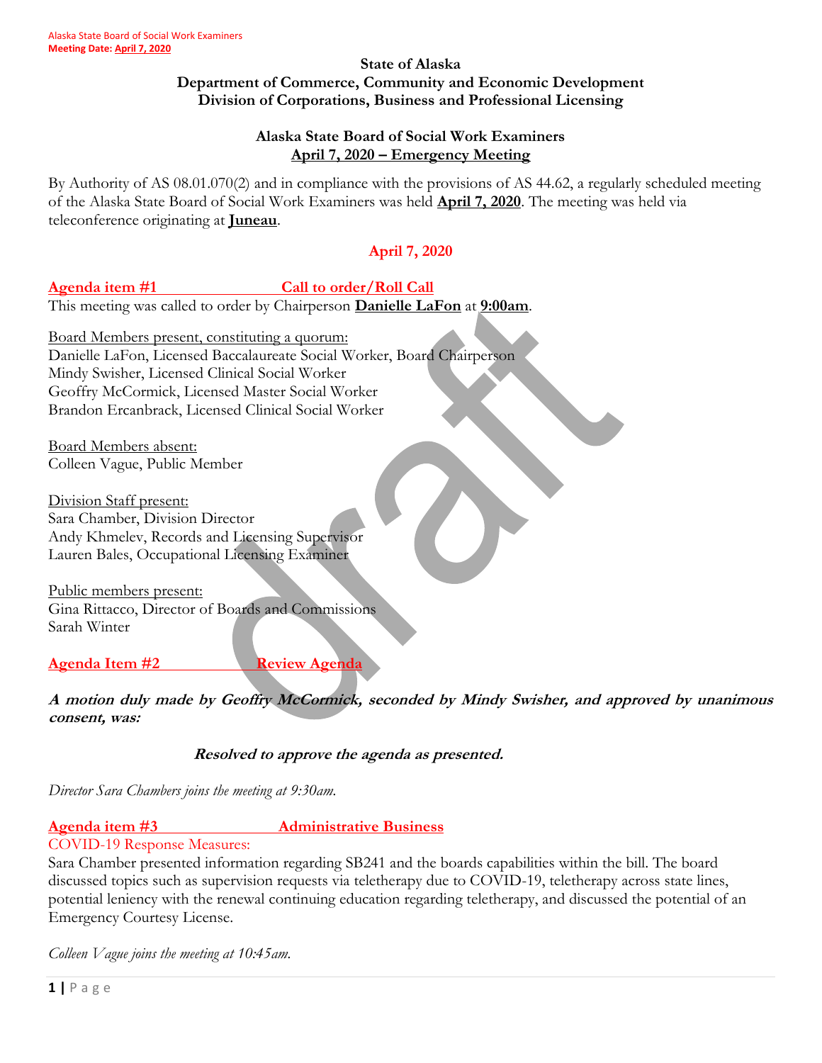State of Alaska
Department of Commerce, Community and Economic Development
Division of Corporations, Business and Professional Licensing

# Alaska State Board of Social Work Examiners
## April 7, 2020 – Emergency Meeting

By Authority of AS 08.01.070(2) and in compliance with the provisions of AS 44.62, a regularly scheduled meeting of the Alaska State Board of Social Work Examiners was held **April 7, 2020**. The meeting was held via teleconference originating at **Juneau**.

## April 7, 2020

### Agenda item #1 Call to order/Roll Call

This meeting was called to order by Chairperson **Danielle LaFon** at **9:00am**.

Board Members present, constituting a quorum:
Danielle LaFon, Licensed Baccalaureate Social Worker, Board Chairperson
Mindy Swisher, Licensed Clinical Social Worker
Geoffry McCormick, Licensed Master Social Worker
Brandon Ercanbrack, Licensed Clinical Social Worker

Board Members absent:
Colleen Vague, Public Member

Division Staff present:
Sara Chamber, Division Director
Andy Khmelev, Records and Licensing Supervisor
Lauren Bales, Occupational Licensing Examiner

Public members present:
Gina Rittacco, Director of Boards and Commissions
Sarah Winter

### Agenda Item #2 Review Agenda

***A motion duly made by Geoffry McCormick, seconded by Mindy Swisher, and approved by unanimous consent, was:***

***Resolved to approve the agenda as presented.***

*Director Sara Chambers joins the meeting at 9:30am.*

### Agenda item #3 Administrative Business

COVID-19 Response Measures:

Sara Chamber presented information regarding SB241 and the boards capabilities within the bill. The board discussed topics such as supervision requests via teletherapy due to COVID-19, teletherapy across state lines, potential leniency with the renewal continuing education regarding teletherapy, and discussed the potential of an Emergency Courtesy License.

*Colleen Vague joins the meeting at 10:45am.*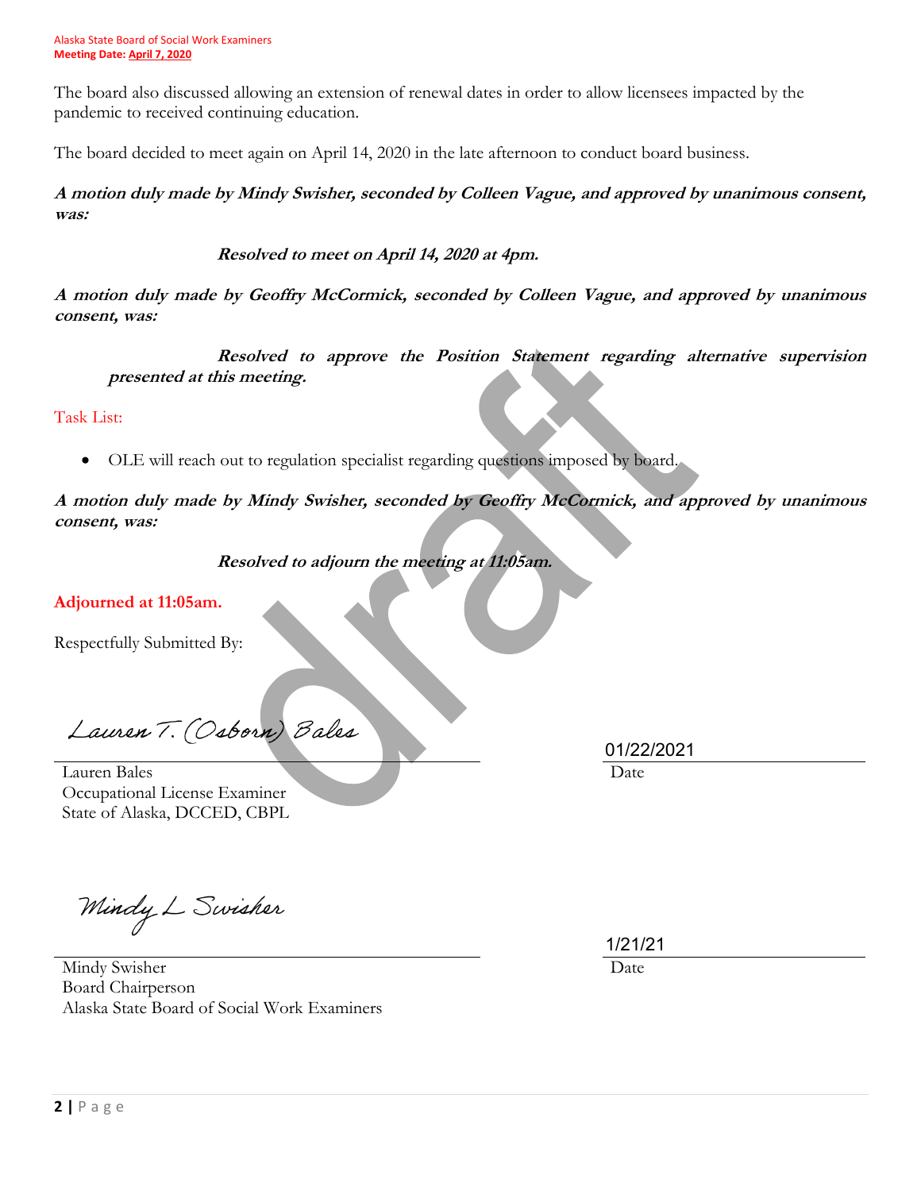The board also discussed allowing an extension of renewal dates in order to allow licensees impacted by the pandemic to received continuing education.

The board decided to meet again on April 14, 2020 in the late afternoon to conduct board business.

***A motion duly made by Mindy Swisher, seconded by Colleen Vague, and approved by unanimous consent, was:***

> ***Resolved to meet on April 14, 2020 at 4pm.***

***A motion duly made by Geoffry McCormick, seconded by Colleen Vague, and approved by unanimous consent, was:***

> ***Resolved to approve the Position Statement regarding alternative supervision presented at this meeting.***

Task List:

- OLE will reach out to regulation specialist regarding questions imposed by board.

***A motion duly made by Mindy Swisher, seconded by Geoffry McCormick, and approved by unanimous consent, was:***

> ***Resolved to adjourn the meeting at 11:05am.***

**Adjourned at 11:05am.**

Respectfully Submitted By:

Lauren T. (Osborn) Bales

Lauren Bales
Occupational License Examiner
State of Alaska, DCCED, CBPL

01/22/2021
Date

Mindy L Swisher

Mindy Swisher
Board Chairperson
Alaska State Board of Social Work Examiners

1/21/21
Date